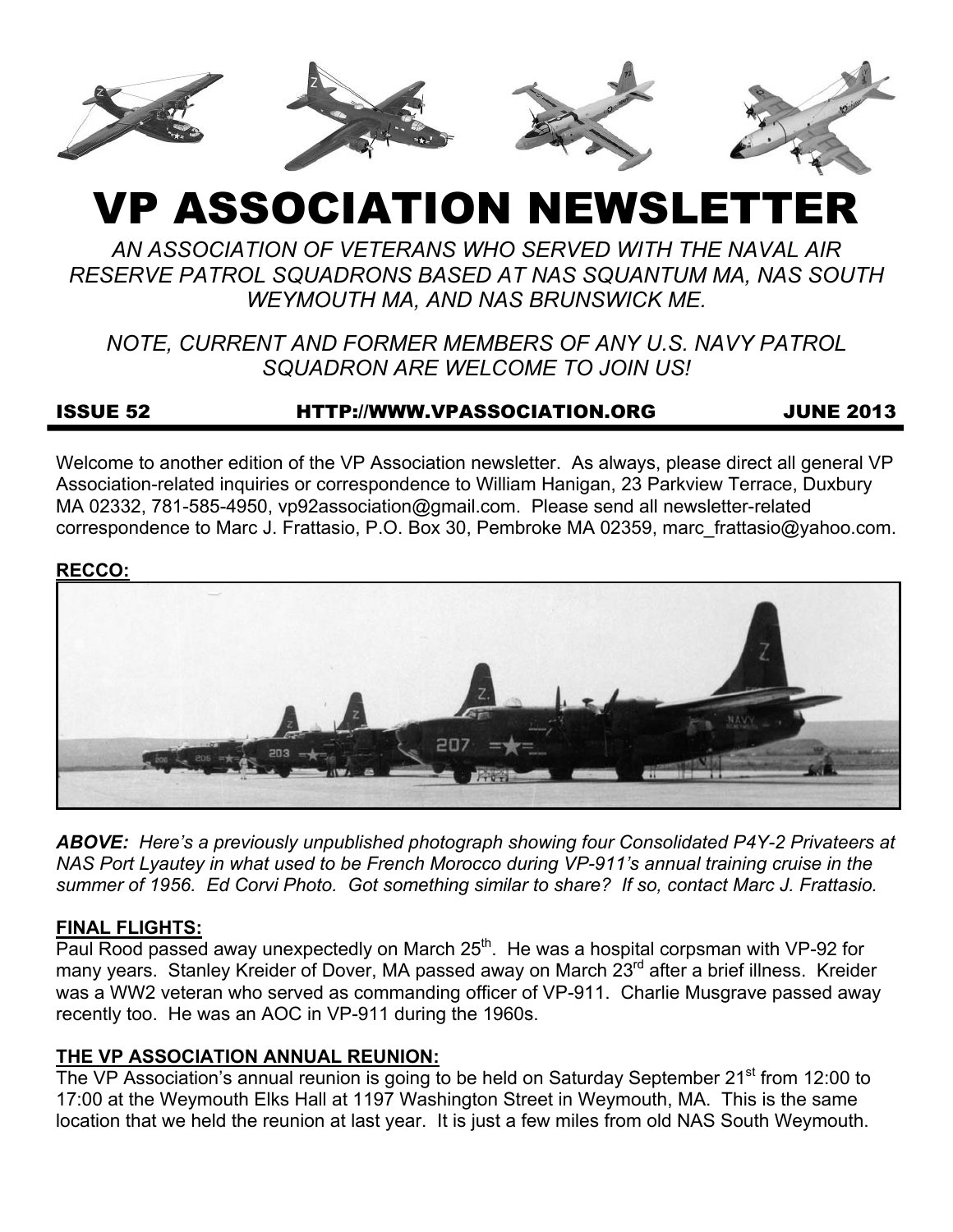# VP ASSOCIATION NEWSLETTER

*AN ASSOCIATION OF VETERANS WHO SERVED WITH THE NAVAL AIR RESERVE PATROL SQUADRONS BASED AT NAS SQUANTUM MA, NAS SOUTH WEYMOUTH MA, AND NAS BRUNSWICK ME.*

*NOTE, CURRENT AND FORMER MEMBERS OF ANY U.S. NAVY PATROL SQUADRON ARE WELCOME TO JOIN US!*

**ISSUE 52 HTTP://WWW.VPASSOCIATION.ORG JUNE 2013**

Welcome to another edition of the VP Association newsletter. As always, please direct all general VP Association-related inquiries or correspondence to William Hanigan, 23 Parkview Terrace, Duxbury MA 02332, 781-585-4950, vp92association@gmail.com. Please send all newsletter-related correspondence to Marc J. Frattasio, P.O. Box 30, Pembroke MA 02359, marc_frattasio@yahoo.com.

**RECCO:**

***ABOVE:*** *Here's a previously unpublished photograph showing four Consolidated P4Y-2 Privateers at NAS Port Lyautey in what used to be French Morocco during VP-911's annual training cruise in the summer of 1956. Ed Corvi Photo. Got something similar to share? If so, contact Marc J. Frattasio.*

**FINAL FLIGHTS:**

Paul Rood passed away unexpectedly on March 25th. He was a hospital corpsman with VP-92 for many years. Stanley Kreider of Dover, MA passed away on March 23rd after a brief illness. Kreider was a WW2 veteran who served as commanding officer of VP-911. Charlie Musgrave passed away recently too. He was an AOC in VP-911 during the 1960s.

**THE VP ASSOCIATION ANNUAL REUNION:**

The VP Association's annual reunion is going to be held on Saturday September 21st from 12:00 to 17:00 at the Weymouth Elks Hall at 1197 Washington Street in Weymouth, MA. This is the same location that we held the reunion at last year. It is just a few miles from old NAS South Weymouth.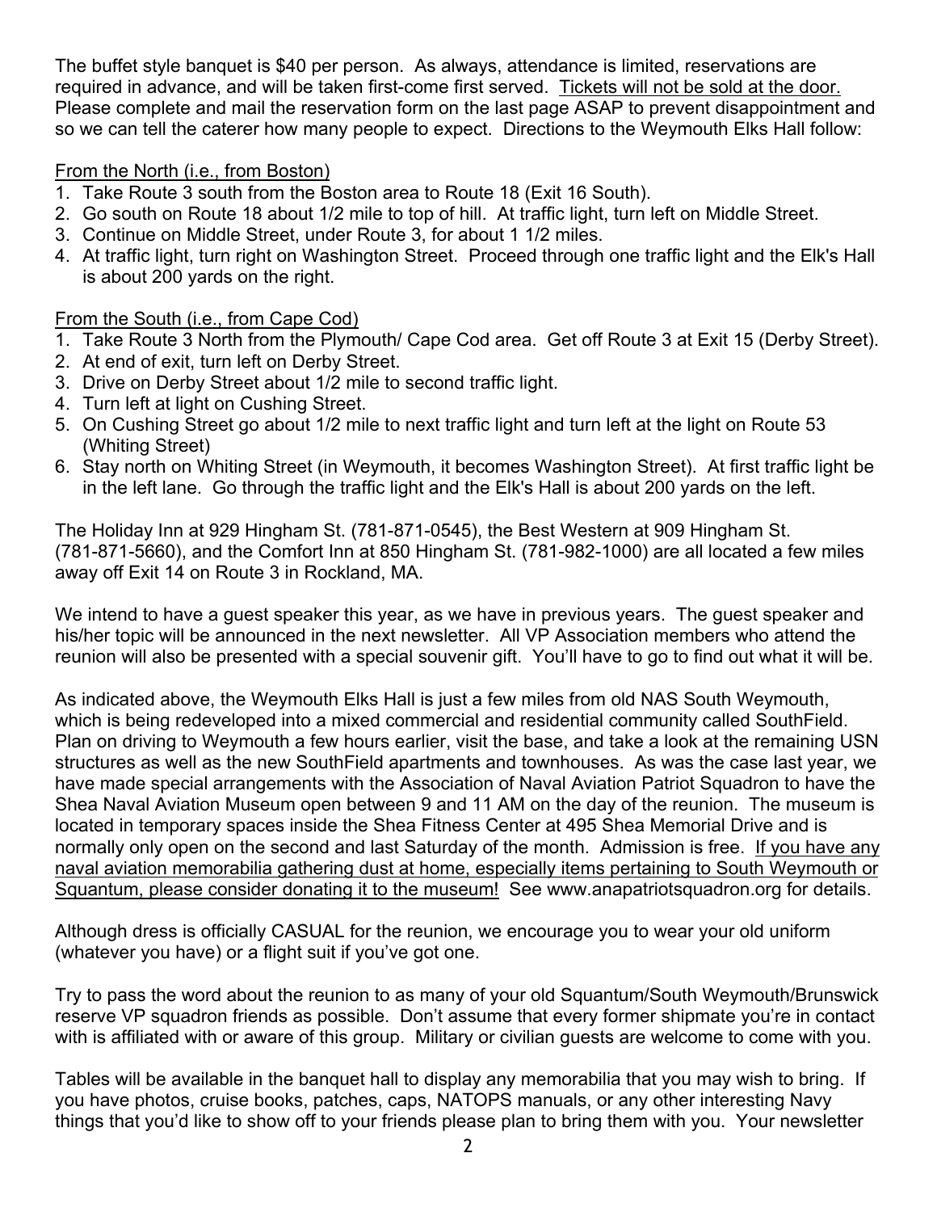The buffet style banquet is $40 per person. As always, attendance is limited, reservations are required in advance, and will be taken first-come first served. <u>Tickets will not be sold at the door.</u> Please complete and mail the reservation form on the last page ASAP to prevent disappointment and so we can tell the caterer how many people to expect. Directions to the Weymouth Elks Hall follow:

<u>From the North (i.e., from Boston)</u>

1. Take Route 3 south from the Boston area to Route 18 (Exit 16 South).
2. Go south on Route 18 about 1/2 mile to top of hill. At traffic light, turn left on Middle Street.
3. Continue on Middle Street, under Route 3, for about 1 1/2 miles.
4. At traffic light, turn right on Washington Street. Proceed through one traffic light and the Elk's Hall is about 200 yards on the right.

<u>From the South (i.e., from Cape Cod)</u>

1. Take Route 3 North from the Plymouth/ Cape Cod area. Get off Route 3 at Exit 15 (Derby Street).
2. At end of exit, turn left on Derby Street.
3. Drive on Derby Street about 1/2 mile to second traffic light.
4. Turn left at light on Cushing Street.
5. On Cushing Street go about 1/2 mile to next traffic light and turn left at the light on Route 53 (Whiting Street)
6. Stay north on Whiting Street (in Weymouth, it becomes Washington Street). At first traffic light be in the left lane. Go through the traffic light and the Elk's Hall is about 200 yards on the left.

The Holiday Inn at 929 Hingham St. (781-871-0545), the Best Western at 909 Hingham St. (781-871-5660), and the Comfort Inn at 850 Hingham St. (781-982-1000) are all located a few miles away off Exit 14 on Route 3 in Rockland, MA.

We intend to have a guest speaker this year, as we have in previous years. The guest speaker and his/her topic will be announced in the next newsletter. All VP Association members who attend the reunion will also be presented with a special souvenir gift. You'll have to go to find out what it will be.

As indicated above, the Weymouth Elks Hall is just a few miles from old NAS South Weymouth, which is being redeveloped into a mixed commercial and residential community called SouthField. Plan on driving to Weymouth a few hours earlier, visit the base, and take a look at the remaining USN structures as well as the new SouthField apartments and townhouses. As was the case last year, we have made special arrangements with the Association of Naval Aviation Patriot Squadron to have the Shea Naval Aviation Museum open between 9 and 11 AM on the day of the reunion. The museum is located in temporary spaces inside the Shea Fitness Center at 495 Shea Memorial Drive and is normally only open on the second and last Saturday of the month. Admission is free. <u>If you have any naval aviation memorabilia gathering dust at home, especially items pertaining to South Weymouth or Squantum, please consider donating it to the museum!</u> See www.anapatriotsquadron.org for details.

Although dress is officially CASUAL for the reunion, we encourage you to wear your old uniform (whatever you have) or a flight suit if you've got one.

Try to pass the word about the reunion to as many of your old Squantum/South Weymouth/Brunswick reserve VP squadron friends as possible. Don't assume that every former shipmate you're in contact with is affiliated with or aware of this group. Military or civilian guests are welcome to come with you.

Tables will be available in the banquet hall to display any memorabilia that you may wish to bring. If you have photos, cruise books, patches, caps, NATOPS manuals, or any other interesting Navy things that you'd like to show off to your friends please plan to bring them with you. Your newsletter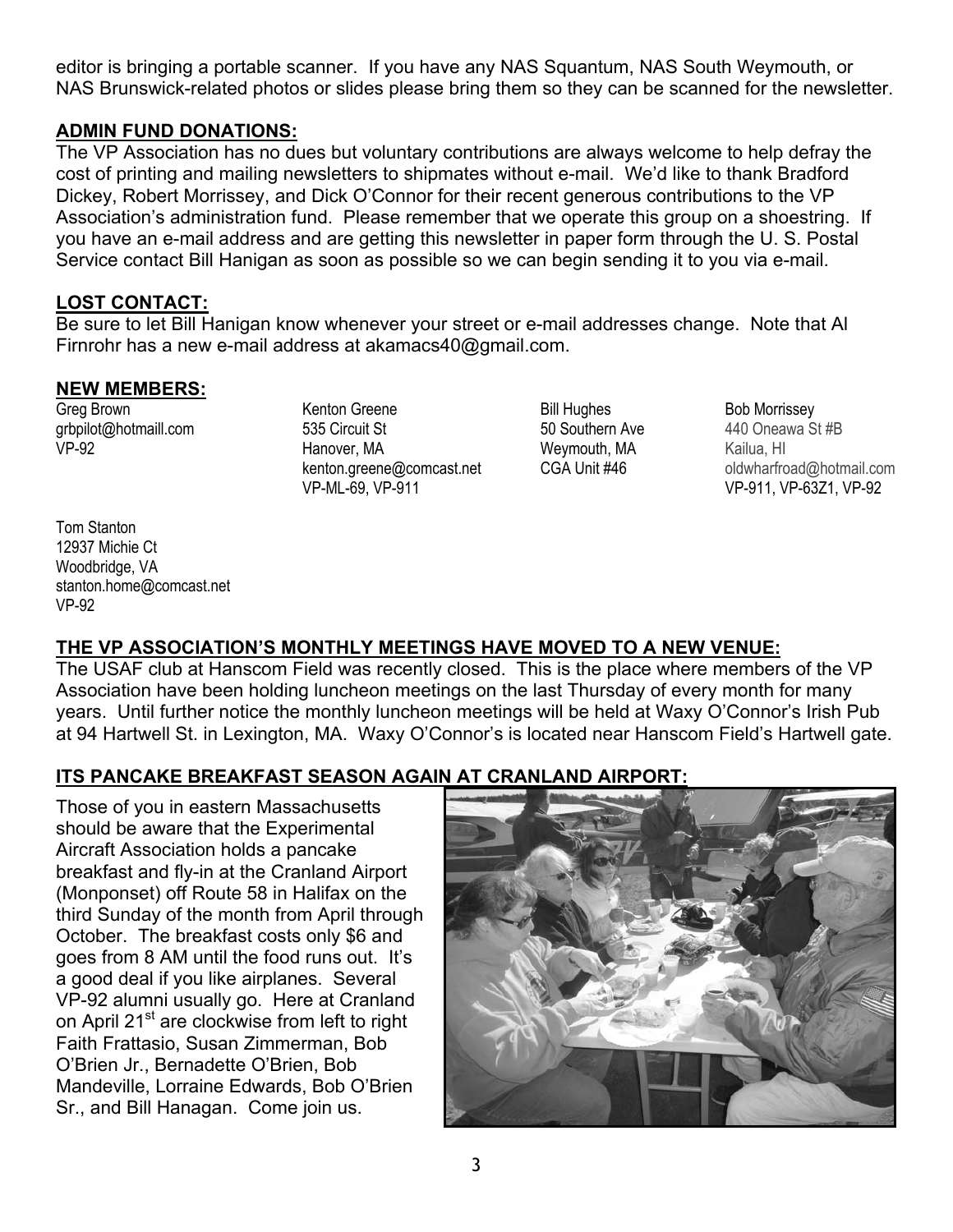editor is bringing a portable scanner. If you have any NAS Squantum, NAS South Weymouth, or NAS Brunswick-related photos or slides please bring them so they can be scanned for the newsletter.

## ADMIN FUND DONATIONS:

The VP Association has no dues but voluntary contributions are always welcome to help defray the cost of printing and mailing newsletters to shipmates without e-mail. We'd like to thank Bradford Dickey, Robert Morrissey, and Dick O'Connor for their recent generous contributions to the VP Association's administration fund. Please remember that we operate this group on a shoestring. If you have an e-mail address and are getting this newsletter in paper form through the U. S. Postal Service contact Bill Hanigan as soon as possible so we can begin sending it to you via e-mail.

## LOST CONTACT:

Be sure to let Bill Hanigan know whenever your street or e-mail addresses change. Note that Al Firnrohr has a new e-mail address at akamacs40@gmail.com.

## NEW MEMBERS:

Greg Brown
grbpilot@hotmaill.com
VP-92

Kenton Greene
535 Circuit St
Hanover, MA
kenton.greene@comcast.net
VP-ML-69, VP-911

Bill Hughes
50 Southern Ave
Weymouth, MA
CGA Unit #46

Bob Morrissey
440 Oneawa St #B
Kailua, HI
oldwharfroad@hotmail.com
VP-911, VP-63Z1, VP-92

Tom Stanton
12937 Michie Ct
Woodbridge, VA
stanton.home@comcast.net
VP-92

## THE VP ASSOCIATION'S MONTHLY MEETINGS HAVE MOVED TO A NEW VENUE:

The USAF club at Hanscom Field was recently closed. This is the place where members of the VP Association have been holding luncheon meetings on the last Thursday of every month for many years. Until further notice the monthly luncheon meetings will be held at Waxy O'Connor's Irish Pub at 94 Hartwell St. in Lexington, MA. Waxy O'Connor's is located near Hanscom Field's Hartwell gate.

## ITS PANCAKE BREAKFAST SEASON AGAIN AT CRANLAND AIRPORT:

Those of you in eastern Massachusetts should be aware that the Experimental Aircraft Association holds a pancake breakfast and fly-in at the Cranland Airport (Monponset) off Route 58 in Halifax on the third Sunday of the month from April through October. The breakfast costs only $6 and goes from 8 AM until the food runs out. It's a good deal if you like airplanes. Several VP-92 alumni usually go. Here at Cranland on April 21st are clockwise from left to right Faith Frattasio, Susan Zimmerman, Bob O'Brien Jr., Bernadette O'Brien, Bob Mandeville, Lorraine Edwards, Bob O'Brien Sr., and Bill Hanagan. Come join us.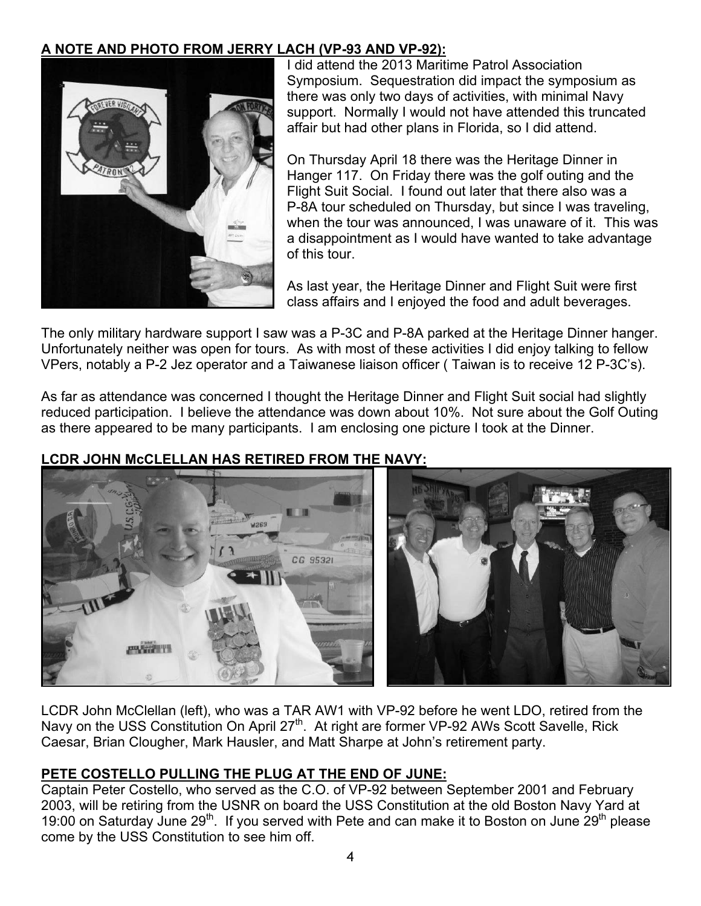**A NOTE AND PHOTO FROM JERRY LACH (VP-93 AND VP-92):**

I did attend the 2013 Maritime Patrol Association Symposium. Sequestration did impact the symposium as there was only two days of activities, with minimal Navy support. Normally I would not have attended this truncated affair but had other plans in Florida, so I did attend.

On Thursday April 18 there was the Heritage Dinner in Hanger 117. On Friday there was the golf outing and the Flight Suit Social. I found out later that there also was a P-8A tour scheduled on Thursday, but since I was traveling, when the tour was announced, I was unaware of it. This was a disappointment as I would have wanted to take advantage of this tour.

As last year, the Heritage Dinner and Flight Suit were first class affairs and I enjoyed the food and adult beverages.

The only military hardware support I saw was a P-3C and P-8A parked at the Heritage Dinner hanger. Unfortunately neither was open for tours. As with most of these activities I did enjoy talking to fellow VPers, notably a P-2 Jez operator and a Taiwanese liaison officer ( Taiwan is to receive 12 P-3C's).

As far as attendance was concerned I thought the Heritage Dinner and Flight Suit social had slightly reduced participation. I believe the attendance was down about 10%. Not sure about the Golf Outing as there appeared to be many participants. I am enclosing one picture I took at the Dinner.

**LCDR JOHN McCLELLAN HAS RETIRED FROM THE NAVY:**

LCDR John McClellan (left), who was a TAR AW1 with VP-92 before he went LDO, retired from the Navy on the USS Constitution On April 27th. At right are former VP-92 AWs Scott Savelle, Rick Caesar, Brian Clougher, Mark Hausler, and Matt Sharpe at John's retirement party.

**PETE COSTELLO PULLING THE PLUG AT THE END OF JUNE:**

Captain Peter Costello, who served as the C.O. of VP-92 between September 2001 and February 2003, will be retiring from the USNR on board the USS Constitution at the old Boston Navy Yard at 19:00 on Saturday June 29th. If you served with Pete and can make it to Boston on June 29th please come by the USS Constitution to see him off.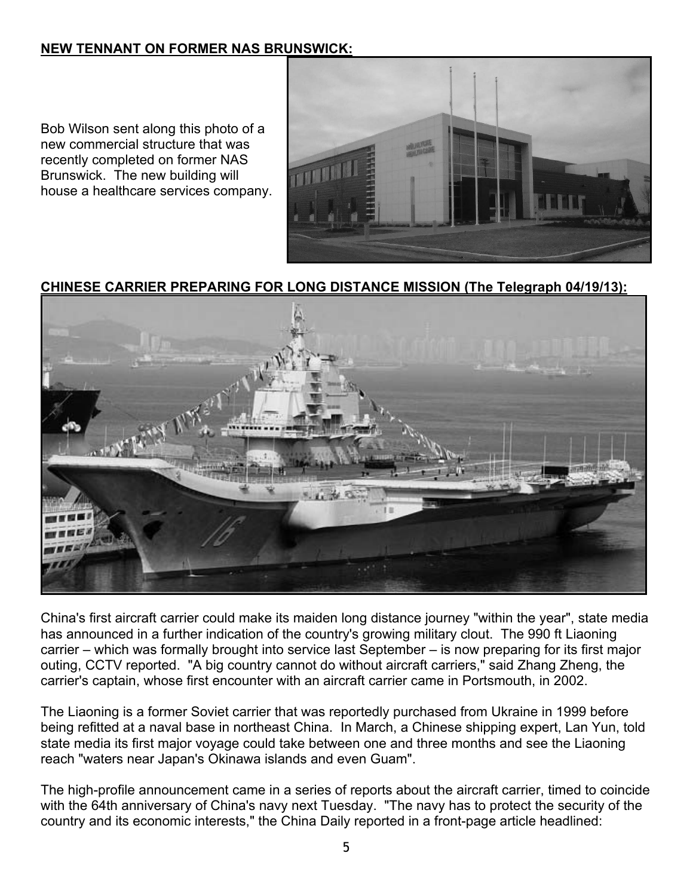**NEW TENNANT ON FORMER NAS BRUNSWICK:**

Bob Wilson sent along this photo of a new commercial structure that was recently completed on former NAS Brunswick. The new building will house a healthcare services company.

**CHINESE CARRIER PREPARING FOR LONG DISTANCE MISSION (The Telegraph 04/19/13):**

China's first aircraft carrier could make its maiden long distance journey "within the year", state media has announced in a further indication of the country's growing military clout. The 990 ft Liaoning carrier – which was formally brought into service last September – is now preparing for its first major outing, CCTV reported. "A big country cannot do without aircraft carriers," said Zhang Zheng, the carrier's captain, whose first encounter with an aircraft carrier came in Portsmouth, in 2002.

The Liaoning is a former Soviet carrier that was reportedly purchased from Ukraine in 1999 before being refitted at a naval base in northeast China. In March, a Chinese shipping expert, Lan Yun, told state media its first major voyage could take between one and three months and see the Liaoning reach "waters near Japan's Okinawa islands and even Guam".

The high-profile announcement came in a series of reports about the aircraft carrier, timed to coincide with the 64th anniversary of China's navy next Tuesday. "The navy has to protect the security of the country and its economic interests," the China Daily reported in a front-page article headlined: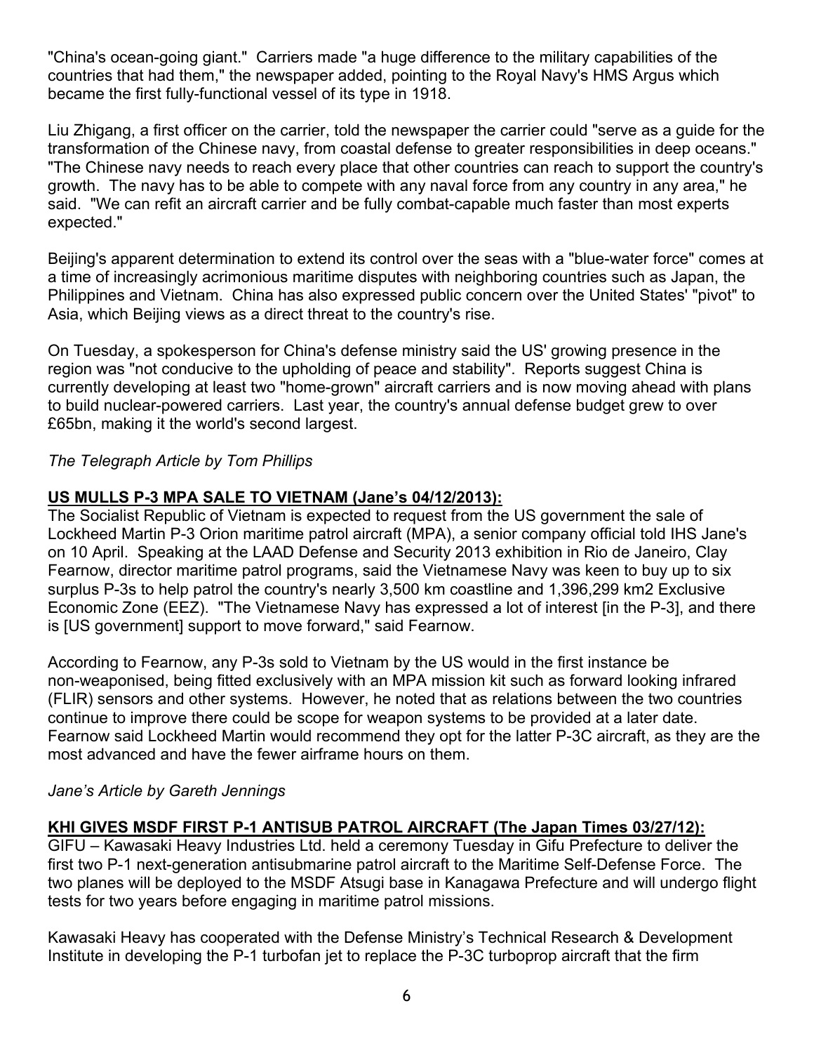"China's ocean-going giant." Carriers made "a huge difference to the military capabilities of the countries that had them," the newspaper added, pointing to the Royal Navy's HMS Argus which became the first fully-functional vessel of its type in 1918.

Liu Zhigang, a first officer on the carrier, told the newspaper the carrier could "serve as a guide for the transformation of the Chinese navy, from coastal defense to greater responsibilities in deep oceans." "The Chinese navy needs to reach every place that other countries can reach to support the country's growth. The navy has to be able to compete with any naval force from any country in any area," he said. "We can refit an aircraft carrier and be fully combat-capable much faster than most experts expected."

Beijing's apparent determination to extend its control over the seas with a "blue-water force" comes at a time of increasingly acrimonious maritime disputes with neighboring countries such as Japan, the Philippines and Vietnam. China has also expressed public concern over the United States' "pivot" to Asia, which Beijing views as a direct threat to the country's rise.

On Tuesday, a spokesperson for China's defense ministry said the US' growing presence in the region was "not conducive to the upholding of peace and stability". Reports suggest China is currently developing at least two "home-grown" aircraft carriers and is now moving ahead with plans to build nuclear-powered carriers. Last year, the country's annual defense budget grew to over £65bn, making it the world's second largest.

*The Telegraph Article by Tom Phillips*

**US MULLS P-3 MPA SALE TO VIETNAM (Jane's 04/12/2013):**

The Socialist Republic of Vietnam is expected to request from the US government the sale of Lockheed Martin P-3 Orion maritime patrol aircraft (MPA), a senior company official told IHS Jane's on 10 April. Speaking at the LAAD Defense and Security 2013 exhibition in Rio de Janeiro, Clay Fearnow, director maritime patrol programs, said the Vietnamese Navy was keen to buy up to six surplus P-3s to help patrol the country's nearly 3,500 km coastline and 1,396,299 km2 Exclusive Economic Zone (EEZ). "The Vietnamese Navy has expressed a lot of interest [in the P-3], and there is [US government] support to move forward," said Fearnow.

According to Fearnow, any P-3s sold to Vietnam by the US would in the first instance be non-weaponised, being fitted exclusively with an MPA mission kit such as forward looking infrared (FLIR) sensors and other systems. However, he noted that as relations between the two countries continue to improve there could be scope for weapon systems to be provided at a later date. Fearnow said Lockheed Martin would recommend they opt for the latter P-3C aircraft, as they are the most advanced and have the fewer airframe hours on them.

*Jane's Article by Gareth Jennings*

**KHI GIVES MSDF FIRST P-1 ANTISUB PATROL AIRCRAFT (The Japan Times 03/27/12):**

GIFU – Kawasaki Heavy Industries Ltd. held a ceremony Tuesday in Gifu Prefecture to deliver the first two P-1 next-generation antisubmarine patrol aircraft to the Maritime Self-Defense Force. The two planes will be deployed to the MSDF Atsugi base in Kanagawa Prefecture and will undergo flight tests for two years before engaging in maritime patrol missions.

Kawasaki Heavy has cooperated with the Defense Ministry's Technical Research & Development Institute in developing the P-1 turbofan jet to replace the P-3C turboprop aircraft that the firm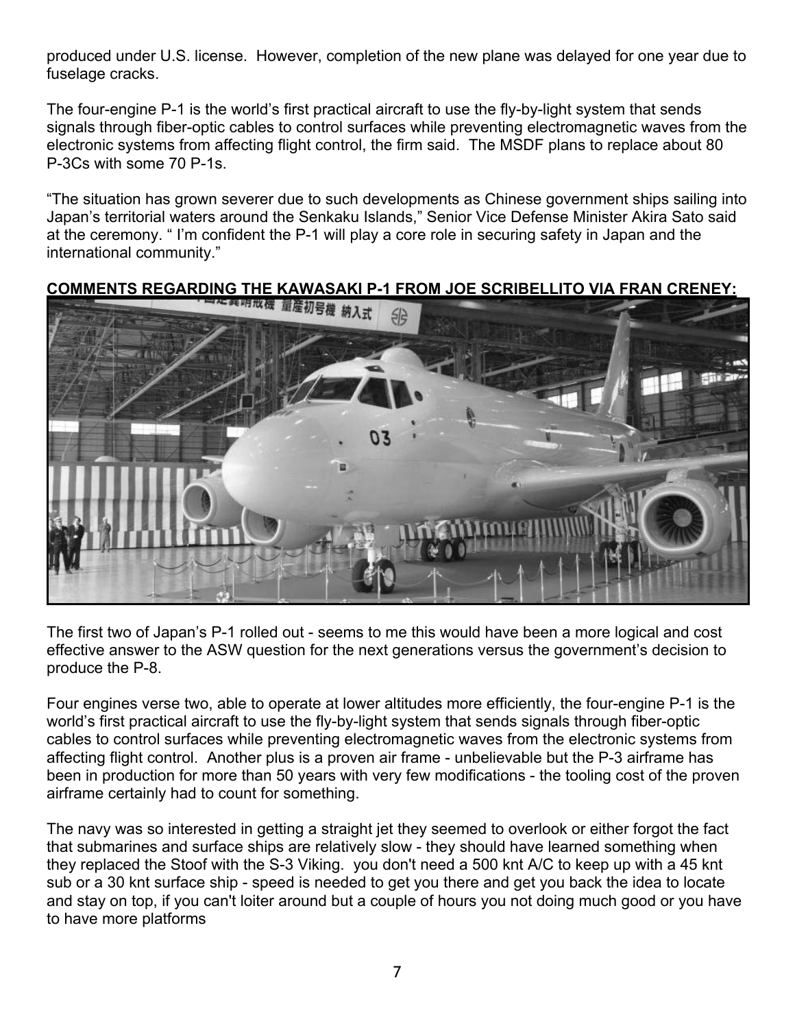produced under U.S. license. However, completion of the new plane was delayed for one year due to fuselage cracks.

The four-engine P-1 is the world's first practical aircraft to use the fly-by-light system that sends signals through fiber-optic cables to control surfaces while preventing electromagnetic waves from the electronic systems from affecting flight control, the firm said. The MSDF plans to replace about 80 P-3Cs with some 70 P-1s.

"The situation has grown severer due to such developments as Chinese government ships sailing into Japan's territorial waters around the Senkaku Islands," Senior Vice Defense Minister Akira Sato said at the ceremony. " I'm confident the P-1 will play a core role in securing safety in Japan and the international community."

**COMMENTS REGARDING THE KAWASAKI P-1 FROM JOE SCRIBELLITO VIA FRAN CRENEY:**

The first two of Japan's P-1 rolled out - seems to me this would have been a more logical and cost effective answer to the ASW question for the next generations versus the government's decision to produce the P-8.

Four engines verse two, able to operate at lower altitudes more efficiently, the four-engine P-1 is the world's first practical aircraft to use the fly-by-light system that sends signals through fiber-optic cables to control surfaces while preventing electromagnetic waves from the electronic systems from affecting flight control. Another plus is a proven air frame - unbelievable but the P-3 airframe has been in production for more than 50 years with very few modifications - the tooling cost of the proven airframe certainly had to count for something.

The navy was so interested in getting a straight jet they seemed to overlook or either forgot the fact that submarines and surface ships are relatively slow - they should have learned something when they replaced the Stoof with the S-3 Viking. you don't need a 500 knt A/C to keep up with a 45 knt sub or a 30 knt surface ship - speed is needed to get you there and get you back the idea to locate and stay on top, if you can't loiter around but a couple of hours you not doing much good or you have to have more platforms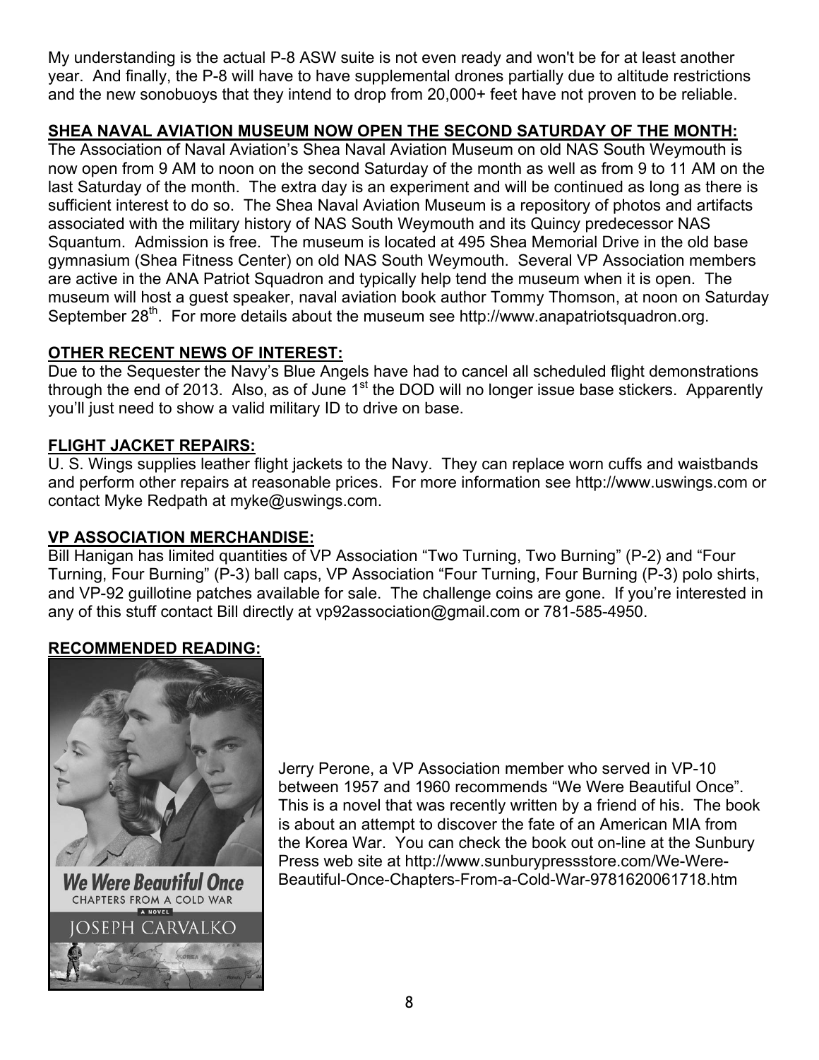My understanding is the actual P-8 ASW suite is not even ready and won't be for at least another year. And finally, the P-8 will have to have supplemental drones partially due to altitude restrictions and the new sonobuoys that they intend to drop from 20,000+ feet have not proven to be reliable.

## SHEA NAVAL AVIATION MUSEUM NOW OPEN THE SECOND SATURDAY OF THE MONTH:

The Association of Naval Aviation's Shea Naval Aviation Museum on old NAS South Weymouth is now open from 9 AM to noon on the second Saturday of the month as well as from 9 to 11 AM on the last Saturday of the month. The extra day is an experiment and will be continued as long as there is sufficient interest to do so. The Shea Naval Aviation Museum is a repository of photos and artifacts associated with the military history of NAS South Weymouth and its Quincy predecessor NAS Squantum. Admission is free. The museum is located at 495 Shea Memorial Drive in the old base gymnasium (Shea Fitness Center) on old NAS South Weymouth. Several VP Association members are active in the ANA Patriot Squadron and typically help tend the museum when it is open. The museum will host a guest speaker, naval aviation book author Tommy Thomson, at noon on Saturday September 28th. For more details about the museum see http://www.anapatriotsquadron.org.

## OTHER RECENT NEWS OF INTEREST:

Due to the Sequester the Navy's Blue Angels have had to cancel all scheduled flight demonstrations through the end of 2013. Also, as of June 1st the DOD will no longer issue base stickers. Apparently you'll just need to show a valid military ID to drive on base.

## FLIGHT JACKET REPAIRS:

U. S. Wings supplies leather flight jackets to the Navy. They can replace worn cuffs and waistbands and perform other repairs at reasonable prices. For more information see http://www.uswings.com or contact Myke Redpath at myke@uswings.com.

## VP ASSOCIATION MERCHANDISE:

Bill Hanigan has limited quantities of VP Association "Two Turning, Two Burning" (P-2) and "Four Turning, Four Burning" (P-3) ball caps, VP Association "Four Turning, Four Burning (P-3) polo shirts, and VP-92 guillotine patches available for sale. The challenge coins are gone. If you're interested in any of this stuff contact Bill directly at vp92association@gmail.com or 781-585-4950.

## RECOMMENDED READING:

Jerry Perone, a VP Association member who served in VP-10 between 1957 and 1960 recommends "We Were Beautiful Once". This is a novel that was recently written by a friend of his. The book is about an attempt to discover the fate of an American MIA from the Korea War. You can check the book out on-line at the Sunbury Press web site at http://www.sunburypressstore.com/We-Were-Beautiful-Once-Chapters-From-a-Cold-War-9781620061718.htm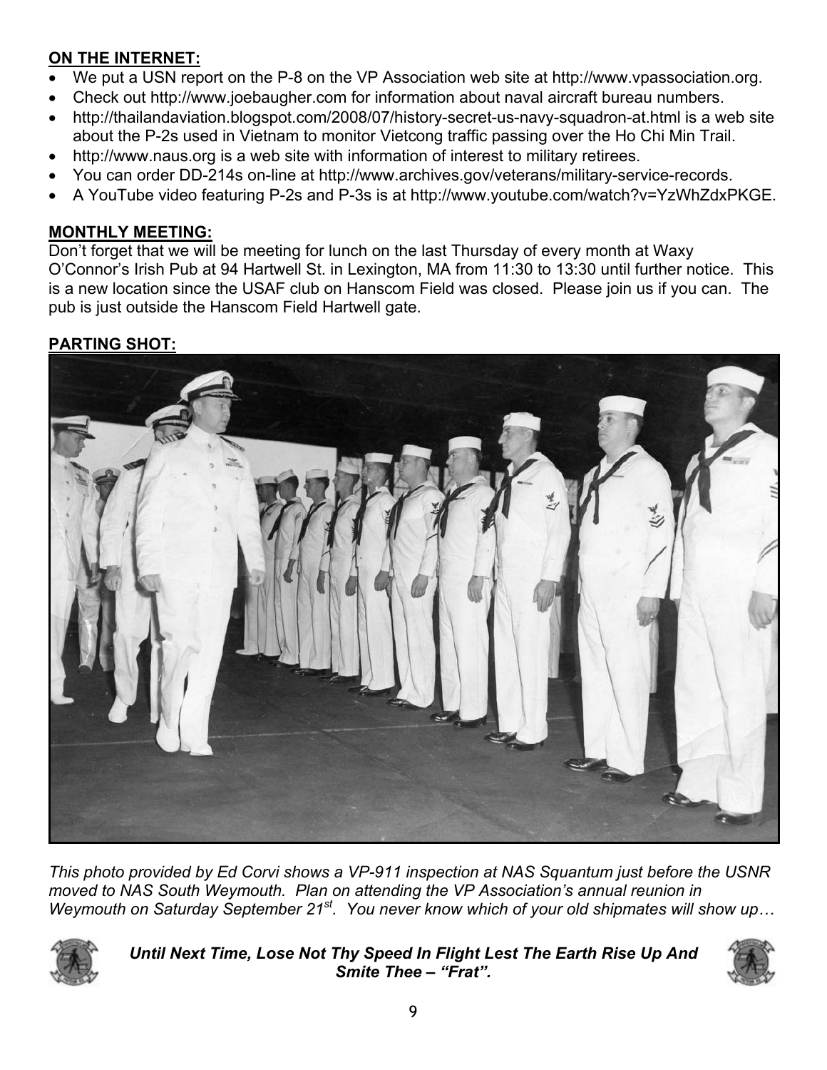**ON THE INTERNET:**

- We put a USN report on the P-8 on the VP Association web site at http://www.vpassociation.org.
- Check out http://www.joebaugher.com for information about naval aircraft bureau numbers.
- http://thailandaviation.blogspot.com/2008/07/history-secret-us-navy-squadron-at.html is a web site about the P-2s used in Vietnam to monitor Vietcong traffic passing over the Ho Chi Min Trail.
- http://www.naus.org is a web site with information of interest to military retirees.
- You can order DD-214s on-line at http://www.archives.gov/veterans/military-service-records.
- A YouTube video featuring P-2s and P-3s is at http://www.youtube.com/watch?v=YzWhZdxPKGE.

**MONTHLY MEETING:**

Don't forget that we will be meeting for lunch on the last Thursday of every month at Waxy O'Connor's Irish Pub at 94 Hartwell St. in Lexington, MA from 11:30 to 13:30 until further notice. This is a new location since the USAF club on Hanscom Field was closed. Please join us if you can. The pub is just outside the Hanscom Field Hartwell gate.

**PARTING SHOT:**

*This photo provided by Ed Corvi shows a VP-911 inspection at NAS Squantum just before the USNR moved to NAS South Weymouth. Plan on attending the VP Association's annual reunion in Weymouth on Saturday September 21st. You never know which of your old shipmates will show up…*

***Until Next Time, Lose Not Thy Speed In Flight Lest The Earth Rise Up And Smite Thee – "Frat".***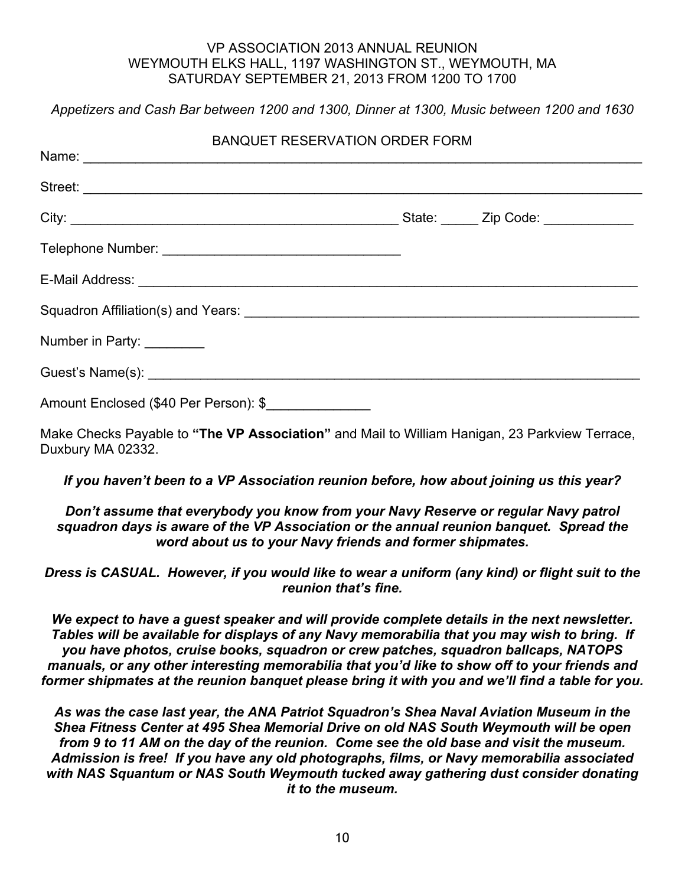VP ASSOCIATION 2013 ANNUAL REUNION
WEYMOUTH ELKS HALL, 1197 WASHINGTON ST., WEYMOUTH, MA
SATURDAY SEPTEMBER 21, 2013 FROM 1200 TO 1700

*Appetizers and Cash Bar between 1200 and 1300, Dinner at 1300, Music between 1200 and 1630*

BANQUET RESERVATION ORDER FORM

Name: ______________________________________________________________________________

Street: ______________________________________________________________________________

City: _____________________________________________ State: _____ Zip Code: ____________

Telephone Number: ________________________________

E-Mail Address: __________________________________________________________________

Squadron Affiliation(s) and Years: _______________________________________________________

Number in Party: ________

Guest's Name(s): _________________________________________________________________

Amount Enclosed ($40 Per Person): $______________

Make Checks Payable to **"The VP Association"** and Mail to William Hanigan, 23 Parkview Terrace, Duxbury MA 02332.

***If you haven't been to a VP Association reunion before, how about joining us this year?***

***Don't assume that everybody you know from your Navy Reserve or regular Navy patrol squadron days is aware of the VP Association or the annual reunion banquet. Spread the word about us to your Navy friends and former shipmates.***

***Dress is CASUAL. However, if you would like to wear a uniform (any kind) or flight suit to the reunion that's fine.***

***We expect to have a guest speaker and will provide complete details in the next newsletter. Tables will be available for displays of any Navy memorabilia that you may wish to bring. If you have photos, cruise books, squadron or crew patches, squadron ballcaps, NATOPS manuals, or any other interesting memorabilia that you'd like to show off to your friends and former shipmates at the reunion banquet please bring it with you and we'll find a table for you.***

***As was the case last year, the ANA Patriot Squadron's Shea Naval Aviation Museum in the Shea Fitness Center at 495 Shea Memorial Drive on old NAS South Weymouth will be open from 9 to 11 AM on the day of the reunion. Come see the old base and visit the museum. Admission is free! If you have any old photographs, films, or Navy memorabilia associated with NAS Squantum or NAS South Weymouth tucked away gathering dust consider donating it to the museum.***